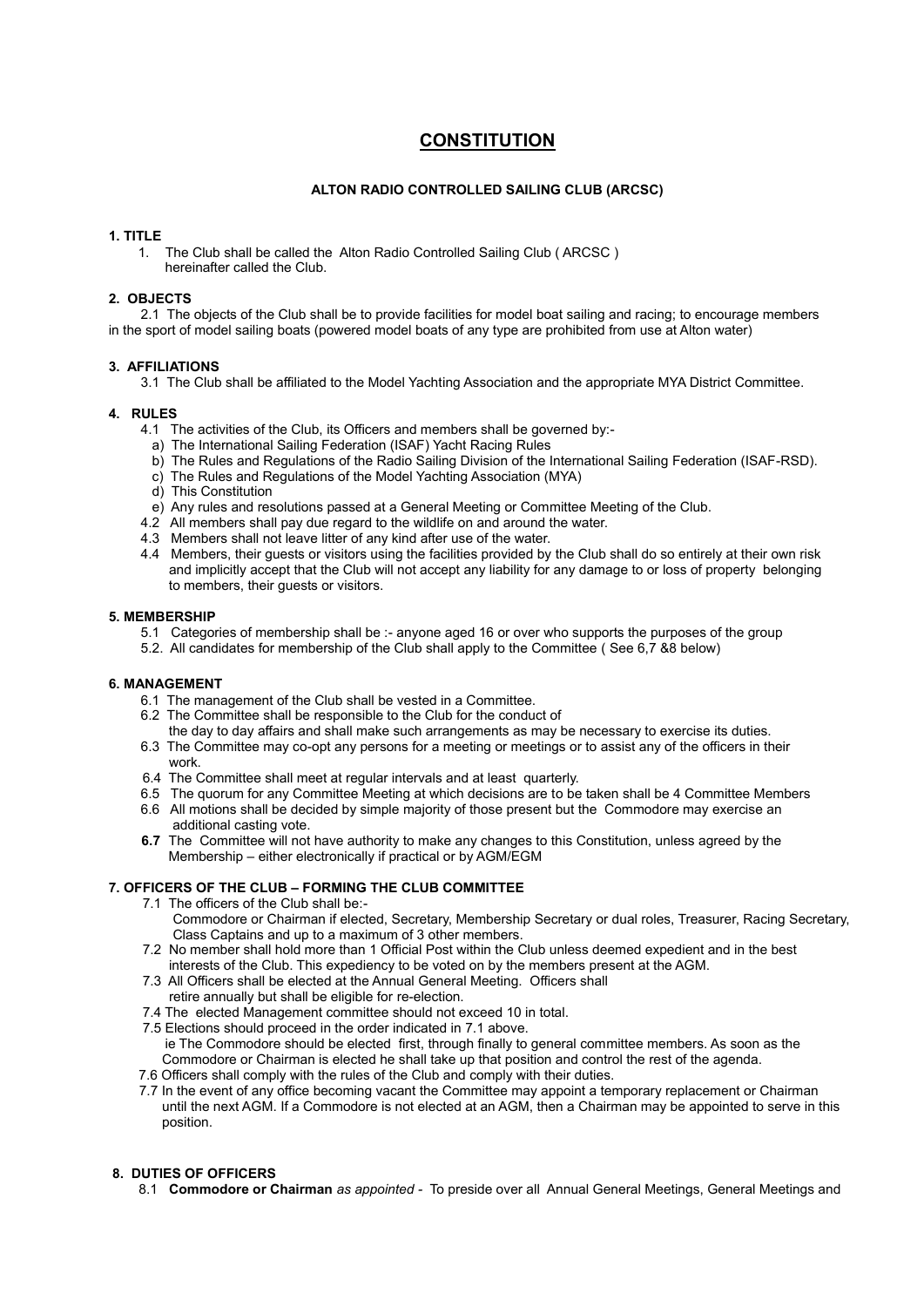# CONSTITUTION

**ALTON RADIO CONTROLLED SAILING CLUB (ARCSC)**

## 1. TITLE

1. The Club shall be called the Alton Radio Controlled Sailing Club ( ARCSC ) hereinafter called the Club.

## 2. OBJECTS

2.1 The objects of the Club shall be to provide facilities for model boat sailing and racing; to encourage members in the sport of model sailing boats (powered model boats of any type are prohibited from use at Alton water)

## 3. AFFILIATIONS

3.1 The Club shall be affiliated to the Model Yachting Association and the appropriate MYA District Committee.

## 4. RULES

4.1 The activities of the Club, its Officers and members shall be governed by:-

a) The International Sailing Federation (ISAF) Yacht Racing Rules

b) The Rules and Regulations of the Radio Sailing Division of the International Sailing Federation (ISAF-RSD).

c) The Rules and Regulations of the Model Yachting Association (MYA)

d) This Constitution

e) Any rules and resolutions passed at a General Meeting or Committee Meeting of the Club.

4.2 All members shall pay due regard to the wildlife on and around the water.

4.3 Members shall not leave litter of any kind after use of the water.

4.4 Members, their guests or visitors using the facilities provided by the Club shall do so entirely at their own risk and implicitly accept that the Club will not accept any liability for any damage to or loss of property belonging to members, their guests or visitors.

## 5. MEMBERSHIP

5.1 Categories of membership shall be :- anyone aged 16 or over who supports the purposes of the group

5.2. All candidates for membership of the Club shall apply to the Committee ( See 6,7 &8 below)

## 6. MANAGEMENT

6.1 The management of the Club shall be vested in a Committee.

6.2 The Committee shall be responsible to the Club for the conduct of the day to day affairs and shall make such arrangements as may be necessary to exercise its duties.

6.3 The Committee may co-opt any persons for a meeting or meetings or to assist any of the officers in their work.

6.4 The Committee shall meet at regular intervals and at least quarterly.

6.5 The quorum for any Committee Meeting at which decisions are to be taken shall be 4 Committee Members

6.6 All motions shall be decided by simple majority of those present but the Commodore may exercise an additional casting vote.

**6.7** The Committee will not have authority to make any changes to this Constitution, unless agreed by the Membership – either electronically if practical or by AGM/EGM

## 7. OFFICERS OF THE CLUB – FORMING THE CLUB COMMITTEE

7.1 The officers of the Club shall be:-
Commodore or Chairman if elected, Secretary, Membership Secretary or dual roles, Treasurer, Racing Secretary, Class Captains and up to a maximum of 3 other members.

7.2 No member shall hold more than 1 Official Post within the Club unless deemed expedient and in the best interests of the Club. This expediency to be voted on by the members present at the AGM.

7.3 All Officers shall be elected at the Annual General Meeting. Officers shall retire annually but shall be eligible for re-election.

7.4 The elected Management committee should not exceed 10 in total.

7.5 Elections should proceed in the order indicated in 7.1 above.
ie The Commodore should be elected first, through finally to general committee members. As soon as the Commodore or Chairman is elected he shall take up that position and control the rest of the agenda.

7.6 Officers shall comply with the rules of the Club and comply with their duties.

7.7 In the event of any office becoming vacant the Committee may appoint a temporary replacement or Chairman until the next AGM. If a Commodore is not elected at an AGM, then a Chairman may be appointed to serve in this position.

## 8. DUTIES OF OFFICERS

8.1 **Commodore or Chairman** *as appointed* - To preside over all Annual General Meetings, General Meetings and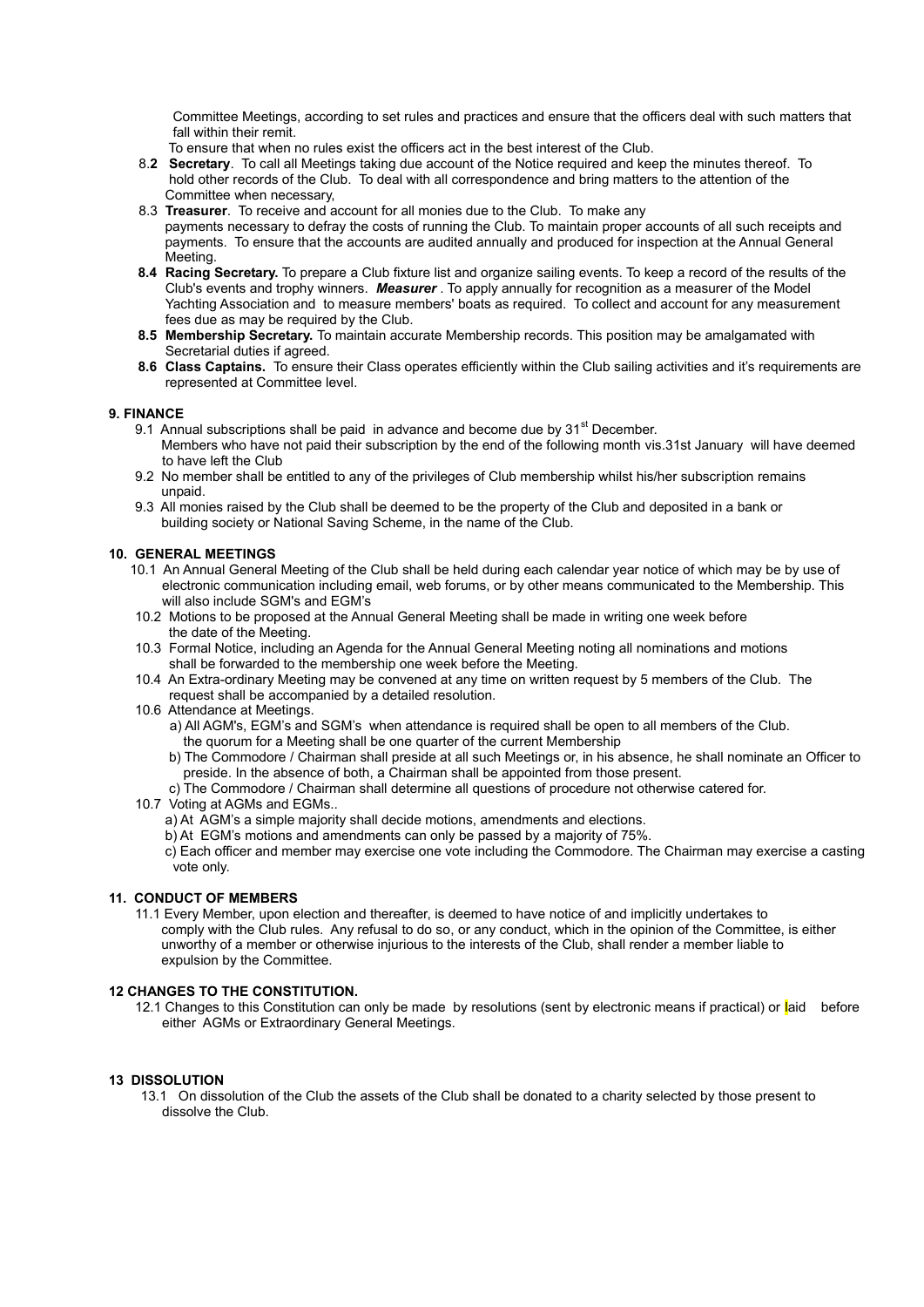Committee Meetings, according to set rules and practices and ensure that the officers deal with such matters that fall within their remit.

To ensure that when no rules exist the officers act in the best interest of the Club.

8.**2** **Secretary**. To call all Meetings taking due account of the Notice required and keep the minutes thereof. To hold other records of the Club. To deal with all correspondence and bring matters to the attention of the Committee when necessary,

8.3 **Treasurer**. To receive and account for all monies due to the Club. To make any payments necessary to defray the costs of running the Club. To maintain proper accounts of all such receipts and payments. To ensure that the accounts are audited annually and produced for inspection at the Annual General Meeting.

**8.4** **Racing Secretary.** To prepare a Club fixture list and organize sailing events. To keep a record of the results of the Club's events and trophy winners. ***Measurer*** . To apply annually for recognition as a measurer of the Model Yachting Association and to measure members' boats as required. To collect and account for any measurement fees due as may be required by the Club.

**8.5** **Membership Secretary.** To maintain accurate Membership records. This position may be amalgamated with Secretarial duties if agreed.

**8.6** **Class Captains.** To ensure their Class operates efficiently within the Club sailing activities and it's requirements are represented at Committee level.

**9. FINANCE**

9.1 Annual subscriptions shall be paid in advance and become due by 31st December.
Members who have not paid their subscription by the end of the following month vis.31st January will have deemed to have left the Club

9.2 No member shall be entitled to any of the privileges of Club membership whilst his/her subscription remains unpaid.

9.3 All monies raised by the Club shall be deemed to be the property of the Club and deposited in a bank or building society or National Saving Scheme, in the name of the Club.

**10. GENERAL MEETINGS**

10.1 An Annual General Meeting of the Club shall be held during each calendar year notice of which may be by use of electronic communication including email, web forums, or by other means communicated to the Membership. This will also include SGM's and EGM's

10.2 Motions to be proposed at the Annual General Meeting shall be made in writing one week before the date of the Meeting.

10.3 Formal Notice, including an Agenda for the Annual General Meeting noting all nominations and motions shall be forwarded to the membership one week before the Meeting.

10.4 An Extra-ordinary Meeting may be convened at any time on written request by 5 members of the Club. The request shall be accompanied by a detailed resolution.

10.6 Attendance at Meetings.

a) All AGM's, EGM's and SGM's when attendance is required shall be open to all members of the Club. the quorum for a Meeting shall be one quarter of the current Membership

b) The Commodore / Chairman shall preside at all such Meetings or, in his absence, he shall nominate an Officer to preside. In the absence of both, a Chairman shall be appointed from those present.

c) The Commodore / Chairman shall determine all questions of procedure not otherwise catered for.

10.7 Voting at AGMs and EGMs..

a) At AGM's a simple majority shall decide motions, amendments and elections.

b) At EGM's motions and amendments can only be passed by a majority of 75%.

c) Each officer and member may exercise one vote including the Commodore. The Chairman may exercise a casting vote only.

**11. CONDUCT OF MEMBERS**

11.1 Every Member, upon election and thereafter, is deemed to have notice of and implicitly undertakes to comply with the Club rules. Any refusal to do so, or any conduct, which in the opinion of the Committee, is either unworthy of a member or otherwise injurious to the interests of the Club, shall render a member liable to expulsion by the Committee.

**12 CHANGES TO THE CONSTITUTION.**

12.1 Changes to this Constitution can only be made by resolutions (sent by electronic means if practical) or laid before either AGMs or Extraordinary General Meetings.

**13 DISSOLUTION**

13.1 On dissolution of the Club the assets of the Club shall be donated to a charity selected by those present to dissolve the Club.